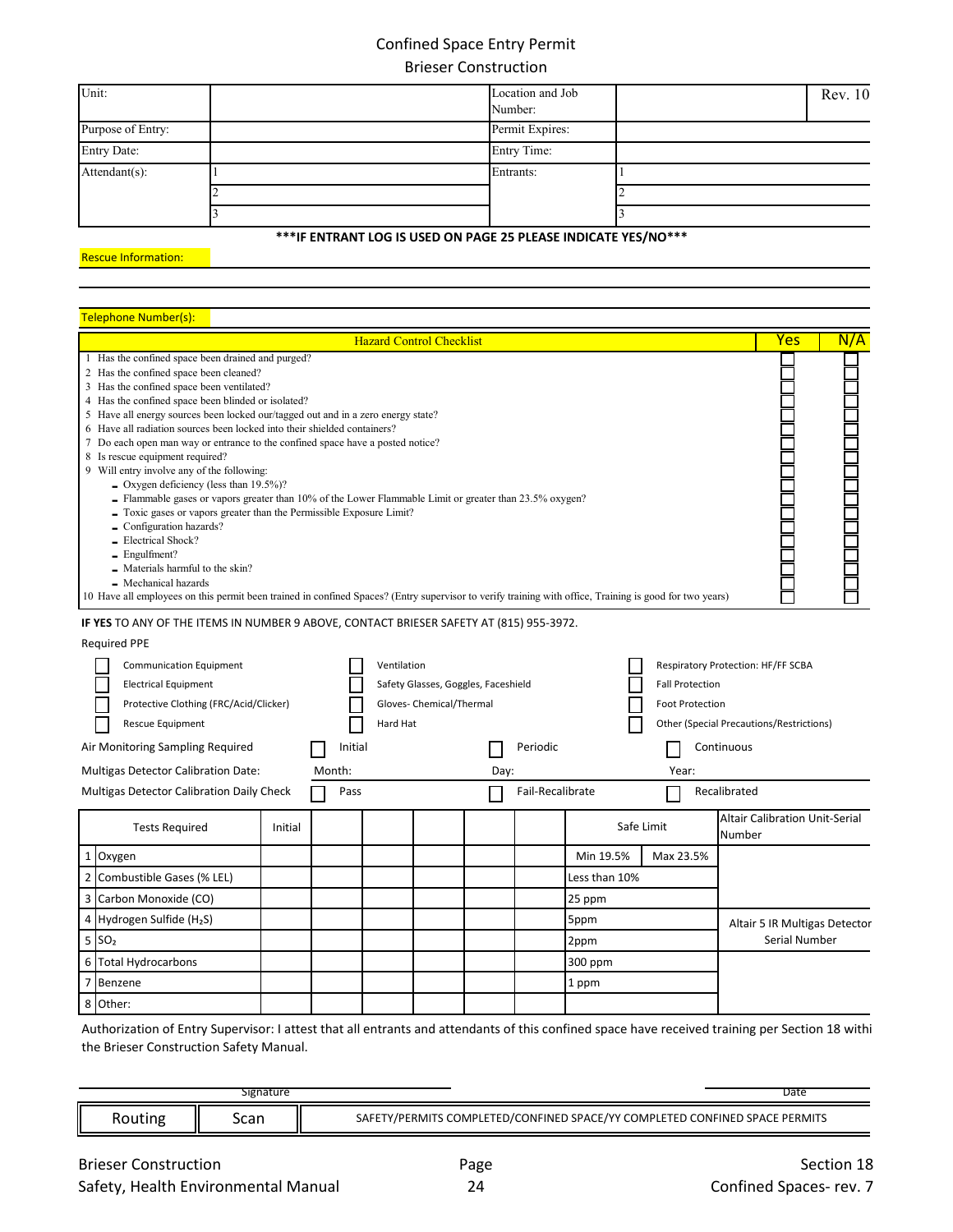# Confined Space Entry Permit

## Brieser Construction

| Unit: | | Location and Job Number: | | Rev. 10 |
|---|---|---|---|---|
| Purpose of Entry: | | Permit Expires: | | |
| Entry Date: | | Entry Time: | | |
| Attendant(s): | 1 | Entrants: | 1 | |
| | 2 | | 2 | |
| | 3 | | 3 | |

***IF ENTRANT LOG IS USED ON PAGE 25 PLEASE INDICATE YES/NO***

Rescue Information:

Telephone Number(s):

| Hazard Control Checklist | Yes | N/A |
|---|---|---|
| 1 Has the confined space been drained and purged? | ☐ | ☐ |
| 2 Has the confined space been cleaned? | ☐ | ☐ |
| 3 Has the confined space been ventilated? | ☐ | ☐ |
| 4 Has the confined space been blinded or isolated? | ☐ | ☐ |
| 5 Have all energy sources been locked our/tagged out and in a zero energy state? | ☐ | ☐ |
| 6 Have all radiation sources been locked into their shielded containers? | ☐ | ☐ |
| 7 Do each open man way or entrance to the confined space have a posted notice? | ☐ | ☐ |
| 8 Is rescue equipment required? | ☐ | ☐ |
| 9 Will entry involve any of the following: | ☐ | ☐ |
| - Oxygen deficiency (less than 19.5%)? | ☐ | ☐ |
| - Flammable gases or vapors greater than 10% of the Lower Flammable Limit or greater than 23.5% oxygen? | ☐ | ☐ |
| - Toxic gases or vapors greater than the Permissible Exposure Limit? | ☐ | ☐ |
| - Configuration hazards? | ☐ | ☐ |
| - Electrical Shock? | ☐ | ☐ |
| - Engulfment? | ☐ | ☐ |
| - Materials harmful to the skin? | ☐ | ☐ |
| - Mechanical hazards | ☐ | ☐ |
| 10 Have all employees on this permit been trained in confined Spaces? (Entry supervisor to verify training with office, Training is good for two years) | ☐ | ☐ |

**IF YES** TO ANY OF THE ITEMS IN NUMBER 9 ABOVE, CONTACT BRIESER SAFETY AT (815) 955-3972.

Required PPE

| | | |
|---|---|---|
| ☐ Communication Equipment | ☐ Ventilation | ☐ Respiratory Protection: HF/FF SCBA |
| ☐ Electrical Equipment | ☐ Safety Glasses, Goggles, Faceshield | ☐ Fall Protection |
| ☐ Protective Clothing (FRC/Acid/Clicker) | ☐ Gloves- Chemical/Thermal | ☐ Foot Protection |
| ☐ Rescue Equipment | ☐ Hard Hat | ☐ Other (Special Precautions/Restrictions) |

Air Monitoring Sampling Required ☐ Initial ☐ Periodic ☐ Continuous

Multigas Detector Calibration Date: Month: Day: Year:

Multigas Detector Calibration Daily Check ☐ Pass ☐ Fail-Recalibrate ☐ Recalibrated

| Tests Required | Initial | | | | | | Safe Limit | | Altair Calibration Unit-Serial Number |
|---|---|---|---|---|---|---|---|---|---|
| 1 Oxygen | | | | | | | Min 19.5% | Max 23.5% | |
| 2 Combustible Gases (% LEL) | | | | | | | Less than 10% | | |
| 3 Carbon Monoxide (CO) | | | | | | | 25 ppm | | |
| 4 Hydrogen Sulfide ($H_2S$) | | | | | | | 5ppm | | Altair 5 IR Multigas Detector Serial Number |
| 5 $SO_2$ | | | | | | | 2ppm | | |
| 6 Total Hydrocarbons | | | | | | | 300 ppm | | |
| 7 Benzene | | | | | | | 1 ppm | | |
| 8 Other: | | | | | | | | | |

Authorization of Entry Supervisor: I attest that all entrants and attendants of this confined space have received training per Section 18 withi the Brieser Construction Safety Manual.

Signature Date

| Routing | Scan | SAFETY/PERMITS COMPLETED/CONFINED SPACE/YY COMPLETED CONFINED SPACE PERMITS |
|---|---|---|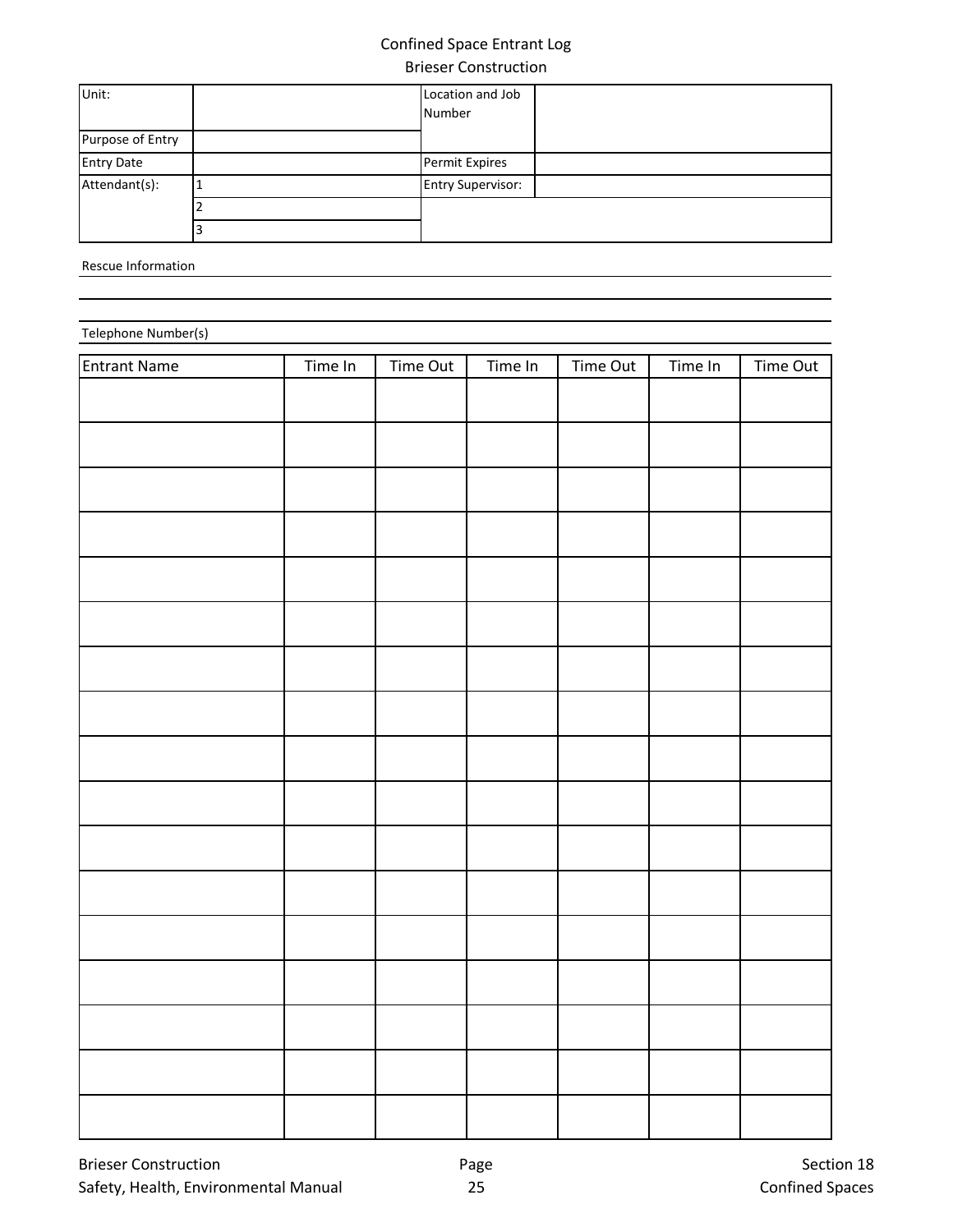Confined Space Entrant Log
Brieser Construction

| | | | |
|---|---|---|---|
| Unit: | | Location and Job Number | |
| Purpose of Entry | | | |
| Entry Date | | Permit Expires | |
| Attendant(s): | 1 | Entry Supervisor: | |
| | 2 | | |
| | 3 | | |

Rescue Information

Telephone Number(s)

| Entrant Name | Time In | Time Out | Time In | Time Out | Time In | Time Out |
|---|---|---|---|---|---|---|
| | | | | | | |
| | | | | | | |
| | | | | | | |
| | | | | | | |
| | | | | | | |
| | | | | | | |
| | | | | | | |
| | | | | | | |
| | | | | | | |
| | | | | | | |
| | | | | | | |
| | | | | | | |
| | | | | | | |
| | | | | | | |
| | | | | | | |
| | | | | | | |
| | | | | | | |